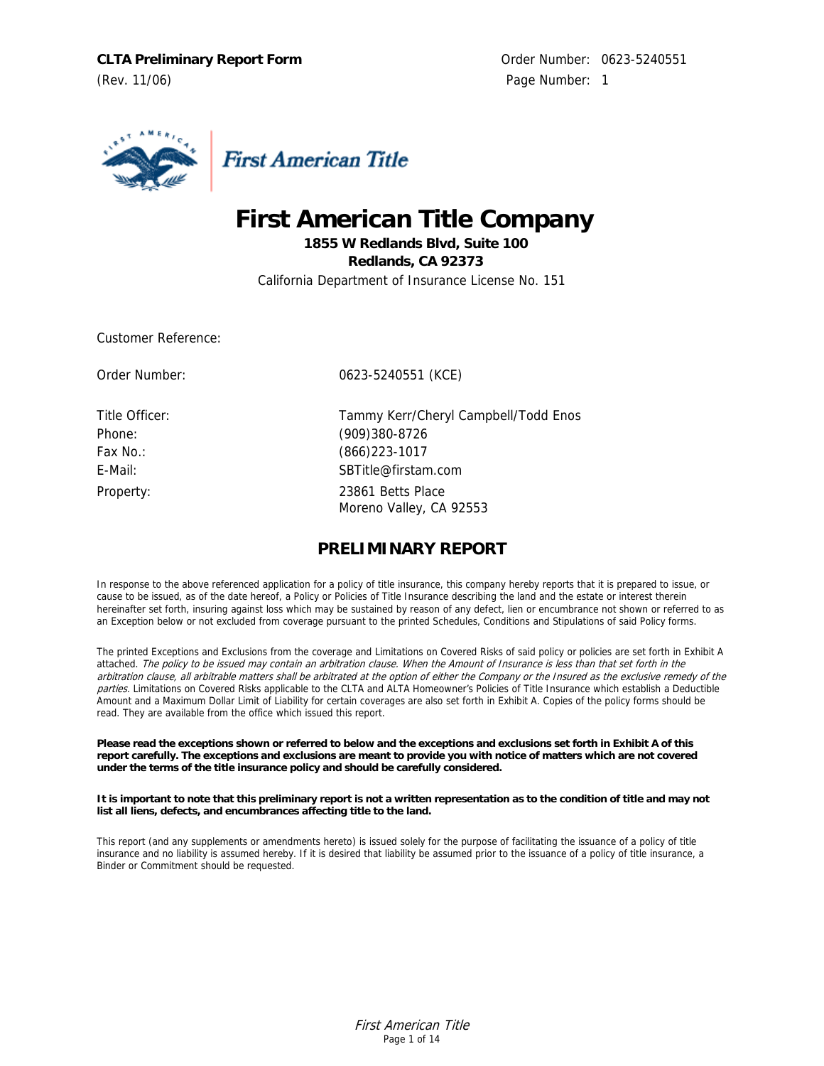**CLTA Preliminary Report Form**

(Rev. 11/06)

Order Number: 0623-5240551

Page Number: 1

First American Title

# First American Title Company

**1855 W Redlands Blvd, Suite 100**
**Redlands, CA 92373**

California Department of Insurance License No. 151

Customer Reference:

| | |
|---|---|
| Order Number: | 0623-5240551 (KCE) |
| Title Officer: | Tammy Kerr/Cheryl Campbell/Todd Enos |
| Phone: | (909)380-8726 |
| Fax No.: | (866)223-1017 |
| E-Mail: | SBTitle@firstam.com |
| Property: | 23861 Betts Place<br>Moreno Valley, CA 92553 |

## PRELIMINARY REPORT

In response to the above referenced application for a policy of title insurance, this company hereby reports that it is prepared to issue, or cause to be issued, as of the date hereof, a Policy or Policies of Title Insurance describing the land and the estate or interest therein hereinafter set forth, insuring against loss which may be sustained by reason of any defect, lien or encumbrance not shown or referred to as an Exception below or not excluded from coverage pursuant to the printed Schedules, Conditions and Stipulations of said Policy forms.

The printed Exceptions and Exclusions from the coverage and Limitations on Covered Risks of said policy or policies are set forth in Exhibit A attached. *The policy to be issued may contain an arbitration clause. When the Amount of Insurance is less than that set forth in the arbitration clause, all arbitrable matters shall be arbitrated at the option of either the Company or the Insured as the exclusive remedy of the parties.* Limitations on Covered Risks applicable to the CLTA and ALTA Homeowner's Policies of Title Insurance which establish a Deductible Amount and a Maximum Dollar Limit of Liability for certain coverages are also set forth in Exhibit A. Copies of the policy forms should be read. They are available from the office which issued this report.

**Please read the exceptions shown or referred to below and the exceptions and exclusions set forth in Exhibit A of this report carefully. The exceptions and exclusions are meant to provide you with notice of matters which are not covered under the terms of the title insurance policy and should be carefully considered.**

**It is important to note that this preliminary report is not a written representation as to the condition of title and may not list all liens, defects, and encumbrances affecting title to the land.**

This report (and any supplements or amendments hereto) is issued solely for the purpose of facilitating the issuance of a policy of title insurance and no liability is assumed hereby. If it is desired that liability be assumed prior to the issuance of a policy of title insurance, a Binder or Commitment should be requested.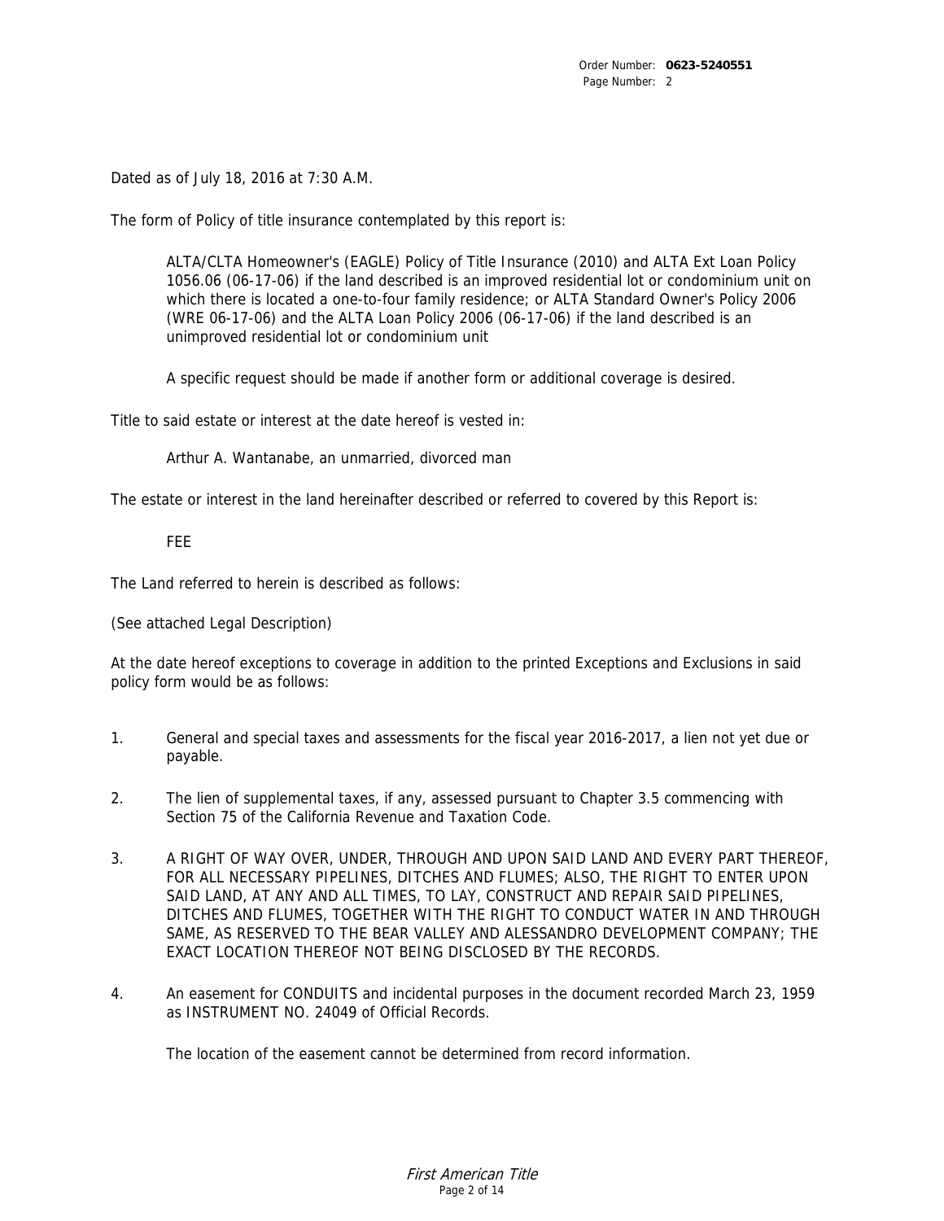Dated as of July 18, 2016 at 7:30 A.M.

The form of Policy of title insurance contemplated by this report is:

> ALTA/CLTA Homeowner's (EAGLE) Policy of Title Insurance (2010) and ALTA Ext Loan Policy 1056.06 (06-17-06) if the land described is an improved residential lot or condominium unit on which there is located a one-to-four family residence; or ALTA Standard Owner's Policy 2006 (WRE 06-17-06) and the ALTA Loan Policy 2006 (06-17-06) if the land described is an unimproved residential lot or condominium unit
>
> A specific request should be made if another form or additional coverage is desired.

Title to said estate or interest at the date hereof is vested in:

> Arthur A. Wantanabe, an unmarried, divorced man

The estate or interest in the land hereinafter described or referred to covered by this Report is:

> FEE

The Land referred to herein is described as follows:

(See attached Legal Description)

At the date hereof exceptions to coverage in addition to the printed Exceptions and Exclusions in said policy form would be as follows:

1. General and special taxes and assessments for the fiscal year 2016-2017, a lien not yet due or payable.

2. The lien of supplemental taxes, if any, assessed pursuant to Chapter 3.5 commencing with Section 75 of the California Revenue and Taxation Code.

3. A RIGHT OF WAY OVER, UNDER, THROUGH AND UPON SAID LAND AND EVERY PART THEREOF, FOR ALL NECESSARY PIPELINES, DITCHES AND FLUMES; ALSO, THE RIGHT TO ENTER UPON SAID LAND, AT ANY AND ALL TIMES, TO LAY, CONSTRUCT AND REPAIR SAID PIPELINES, DITCHES AND FLUMES, TOGETHER WITH THE RIGHT TO CONDUCT WATER IN AND THROUGH SAME, AS RESERVED TO THE BEAR VALLEY AND ALESSANDRO DEVELOPMENT COMPANY; THE EXACT LOCATION THEREOF NOT BEING DISCLOSED BY THE RECORDS.

4. An easement for CONDUITS and incidental purposes in the document recorded March 23, 1959 as INSTRUMENT NO. 24049 of Official Records.

   The location of the easement cannot be determined from record information.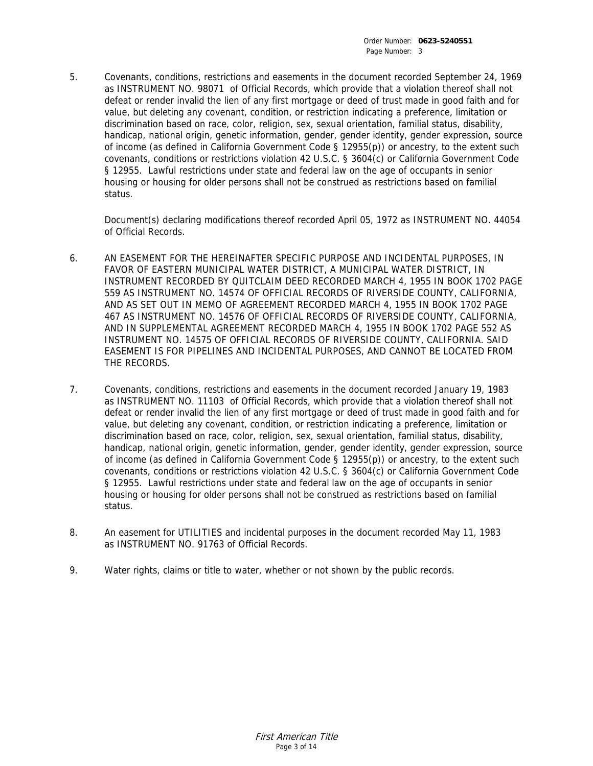5. Covenants, conditions, restrictions and easements in the document recorded September 24, 1969 as INSTRUMENT NO. 98071 of Official Records, which provide that a violation thereof shall not defeat or render invalid the lien of any first mortgage or deed of trust made in good faith and for value, but deleting any covenant, condition, or restriction indicating a preference, limitation or discrimination based on race, color, religion, sex, sexual orientation, familial status, disability, handicap, national origin, genetic information, gender, gender identity, gender expression, source of income (as defined in California Government Code § 12955(p)) or ancestry, to the extent such covenants, conditions or restrictions violation 42 U.S.C. § 3604(c) or California Government Code § 12955. Lawful restrictions under state and federal law on the age of occupants in senior housing or housing for older persons shall not be construed as restrictions based on familial status.

   Document(s) declaring modifications thereof recorded April 05, 1972 as INSTRUMENT NO. 44054 of Official Records.

6. AN EASEMENT FOR THE HEREINAFTER SPECIFIC PURPOSE AND INCIDENTAL PURPOSES, IN FAVOR OF EASTERN MUNICIPAL WATER DISTRICT, A MUNICIPAL WATER DISTRICT, IN INSTRUMENT RECORDED BY QUITCLAIM DEED RECORDED MARCH 4, 1955 IN BOOK 1702 PAGE 559 AS INSTRUMENT NO. 14574 OF OFFICIAL RECORDS OF RIVERSIDE COUNTY, CALIFORNIA, AND AS SET OUT IN MEMO OF AGREEMENT RECORDED MARCH 4, 1955 IN BOOK 1702 PAGE 467 AS INSTRUMENT NO. 14576 OF OFFICIAL RECORDS OF RIVERSIDE COUNTY, CALIFORNIA, AND IN SUPPLEMENTAL AGREEMENT RECORDED MARCH 4, 1955 IN BOOK 1702 PAGE 552 AS INSTRUMENT NO. 14575 OF OFFICIAL RECORDS OF RIVERSIDE COUNTY, CALIFORNIA. SAID EASEMENT IS FOR PIPELINES AND INCIDENTAL PURPOSES, AND CANNOT BE LOCATED FROM THE RECORDS.

7. Covenants, conditions, restrictions and easements in the document recorded January 19, 1983 as INSTRUMENT NO. 11103 of Official Records, which provide that a violation thereof shall not defeat or render invalid the lien of any first mortgage or deed of trust made in good faith and for value, but deleting any covenant, condition, or restriction indicating a preference, limitation or discrimination based on race, color, religion, sex, sexual orientation, familial status, disability, handicap, national origin, genetic information, gender, gender identity, gender expression, source of income (as defined in California Government Code § 12955(p)) or ancestry, to the extent such covenants, conditions or restrictions violation 42 U.S.C. § 3604(c) or California Government Code § 12955. Lawful restrictions under state and federal law on the age of occupants in senior housing or housing for older persons shall not be construed as restrictions based on familial status.

8. An easement for UTILITIES and incidental purposes in the document recorded May 11, 1983 as INSTRUMENT NO. 91763 of Official Records.

9. Water rights, claims or title to water, whether or not shown by the public records.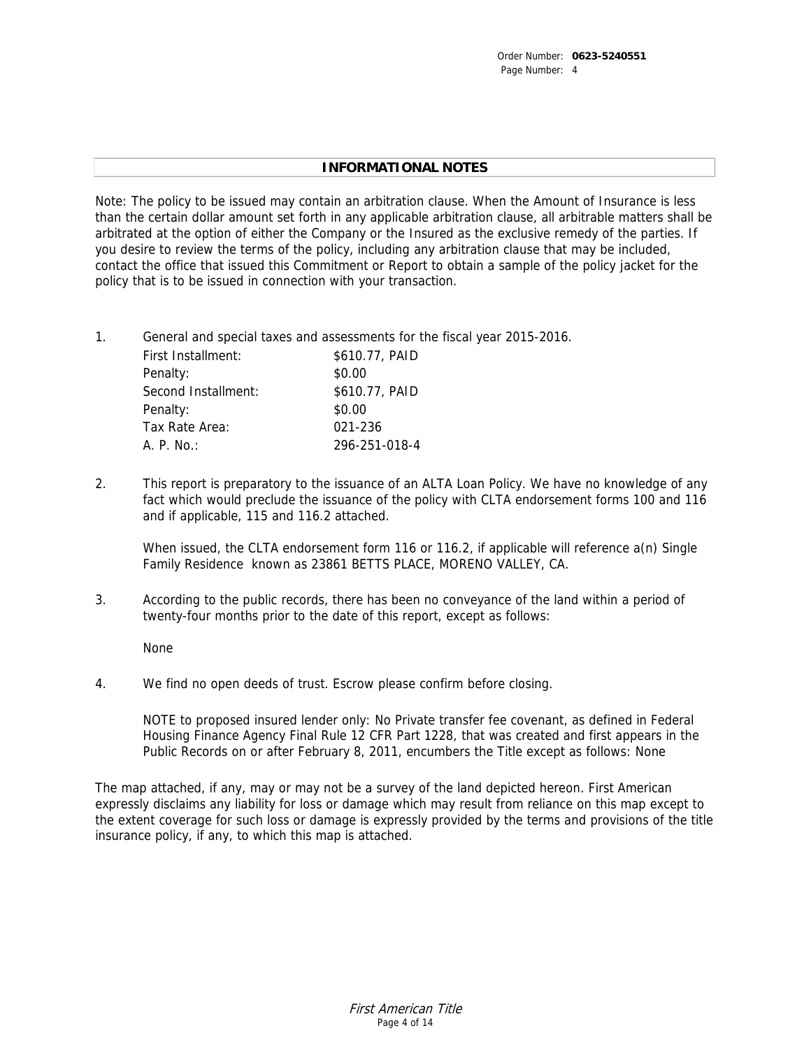## INFORMATIONAL NOTES

Note: The policy to be issued may contain an arbitration clause. When the Amount of Insurance is less than the certain dollar amount set forth in any applicable arbitration clause, all arbitrable matters shall be arbitrated at the option of either the Company or the Insured as the exclusive remedy of the parties. If you desire to review the terms of the policy, including any arbitration clause that may be included, contact the office that issued this Commitment or Report to obtain a sample of the policy jacket for the policy that is to be issued in connection with your transaction.

1. General and special taxes and assessments for the fiscal year 2015-2016.

| | |
|---|---|
| First Installment: | $610.77, PAID |
| Penalty: | $0.00 |
| Second Installment: | $610.77, PAID |
| Penalty: | $0.00 |
| Tax Rate Area: | 021-236 |
| A. P. No.: | 296-251-018-4 |

2. This report is preparatory to the issuance of an ALTA Loan Policy. We have no knowledge of any fact which would preclude the issuance of the policy with CLTA endorsement forms 100 and 116 and if applicable, 115 and 116.2 attached.

   When issued, the CLTA endorsement form 116 or 116.2, if applicable will reference a(n) Single Family Residence known as 23861 BETTS PLACE, MORENO VALLEY, CA.

3. According to the public records, there has been no conveyance of the land within a period of twenty-four months prior to the date of this report, except as follows:

   None

4. We find no open deeds of trust. Escrow please confirm before closing.

   NOTE to proposed insured lender only: No Private transfer fee covenant, as defined in Federal Housing Finance Agency Final Rule 12 CFR Part 1228, that was created and first appears in the Public Records on or after February 8, 2011, encumbers the Title except as follows: None

The map attached, if any, may or may not be a survey of the land depicted hereon. First American expressly disclaims any liability for loss or damage which may result from reliance on this map except to the extent coverage for such loss or damage is expressly provided by the terms and provisions of the title insurance policy, if any, to which this map is attached.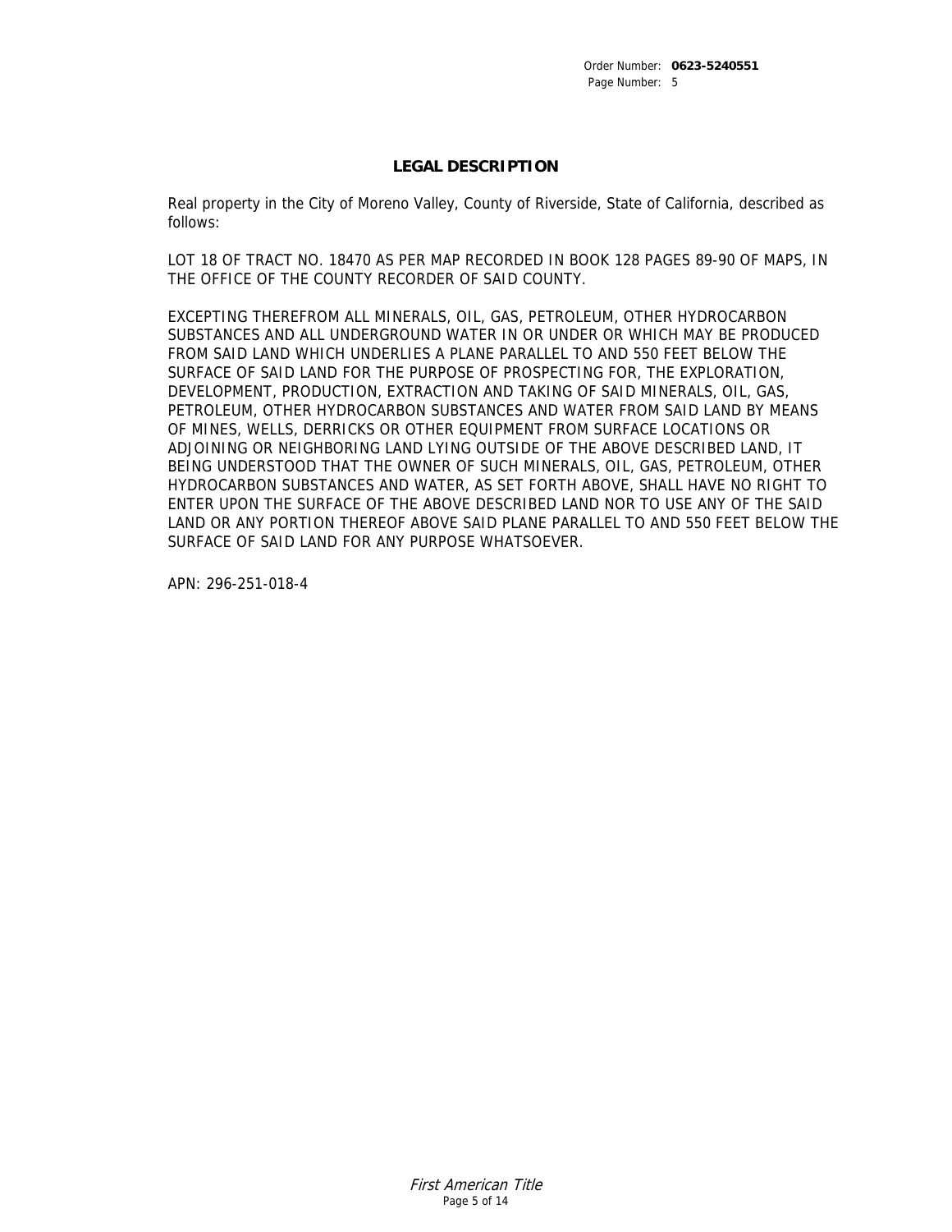## LEGAL DESCRIPTION

Real property in the City of Moreno Valley, County of Riverside, State of California, described as follows:

LOT 18 OF TRACT NO. 18470 AS PER MAP RECORDED IN BOOK 128 PAGES 89-90 OF MAPS, IN THE OFFICE OF THE COUNTY RECORDER OF SAID COUNTY.

EXCEPTING THEREFROM ALL MINERALS, OIL, GAS, PETROLEUM, OTHER HYDROCARBON SUBSTANCES AND ALL UNDERGROUND WATER IN OR UNDER OR WHICH MAY BE PRODUCED FROM SAID LAND WHICH UNDERLIES A PLANE PARALLEL TO AND 550 FEET BELOW THE SURFACE OF SAID LAND FOR THE PURPOSE OF PROSPECTING FOR, THE EXPLORATION, DEVELOPMENT, PRODUCTION, EXTRACTION AND TAKING OF SAID MINERALS, OIL, GAS, PETROLEUM, OTHER HYDROCARBON SUBSTANCES AND WATER FROM SAID LAND BY MEANS OF MINES, WELLS, DERRICKS OR OTHER EQUIPMENT FROM SURFACE LOCATIONS OR ADJOINING OR NEIGHBORING LAND LYING OUTSIDE OF THE ABOVE DESCRIBED LAND, IT BEING UNDERSTOOD THAT THE OWNER OF SUCH MINERALS, OIL, GAS, PETROLEUM, OTHER HYDROCARBON SUBSTANCES AND WATER, AS SET FORTH ABOVE, SHALL HAVE NO RIGHT TO ENTER UPON THE SURFACE OF THE ABOVE DESCRIBED LAND NOR TO USE ANY OF THE SAID LAND OR ANY PORTION THEREOF ABOVE SAID PLANE PARALLEL TO AND 550 FEET BELOW THE SURFACE OF SAID LAND FOR ANY PURPOSE WHATSOEVER.

APN: 296-251-018-4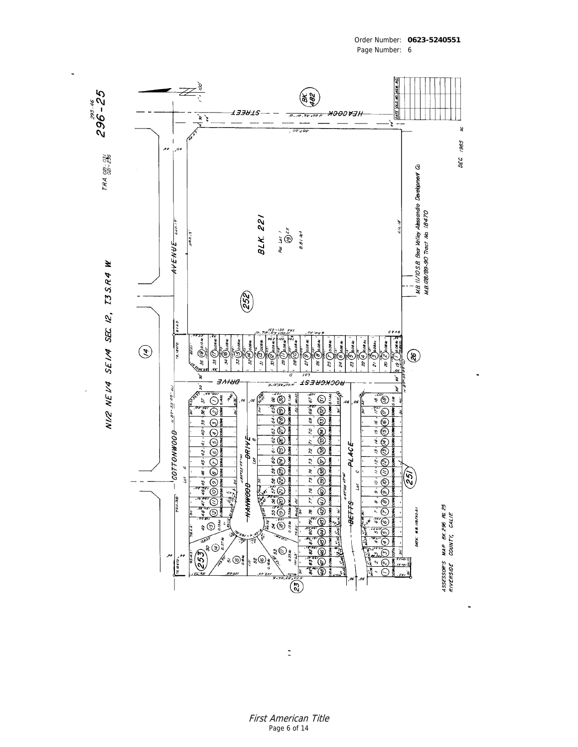Order Number: **0623-5240551**
Page Number: 6

N1/2 NE1/4 SE1/4 SEC. 12, T3S.R4W

T.R.A 021-031 021-236

293-46
296-25

1" = 100'

BK. 482

HEACOCK STREET

COTTONWOOD AVENUE

BLK. 221

Por. Lot 1

(19) EX

8.81 Ac±

(252)

(14)

(26)

(251)

(253)

(23)

ROCKCREST DRIVE

NANWOOD DRIVE

BETTS PLACE

Lot A

Lot B

Lot C

Lot D

TR. 18470

M.B. 11/10 S.B. Bear Valley Alessandro Development Co.
M.B. 128/89-90 Tract No. 18470

DATA: M.B. 119/80-81

DEC. 1985 sc

ASSESSOR'S MAP BK. 296 PG. 25
RIVERSIDE COUNTY, CALIF.

| DATE | OLD NO. | NEW NO. |
|---|---|---|
| | | |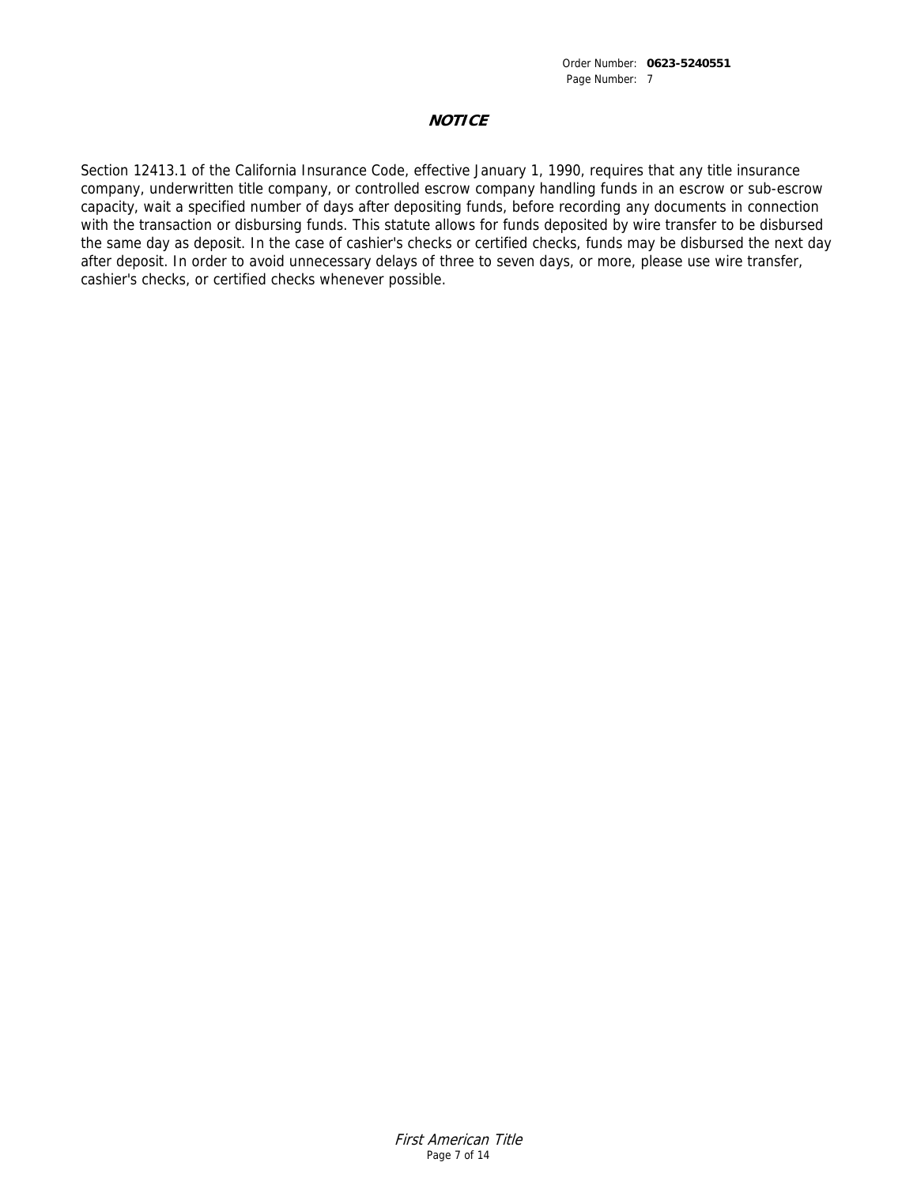## *NOTICE*

Section 12413.1 of the California Insurance Code, effective January 1, 1990, requires that any title insurance company, underwritten title company, or controlled escrow company handling funds in an escrow or sub-escrow capacity, wait a specified number of days after depositing funds, before recording any documents in connection with the transaction or disbursing funds. This statute allows for funds deposited by wire transfer to be disbursed the same day as deposit. In the case of cashier's checks or certified checks, funds may be disbursed the next day after deposit. In order to avoid unnecessary delays of three to seven days, or more, please use wire transfer, cashier's checks, or certified checks whenever possible.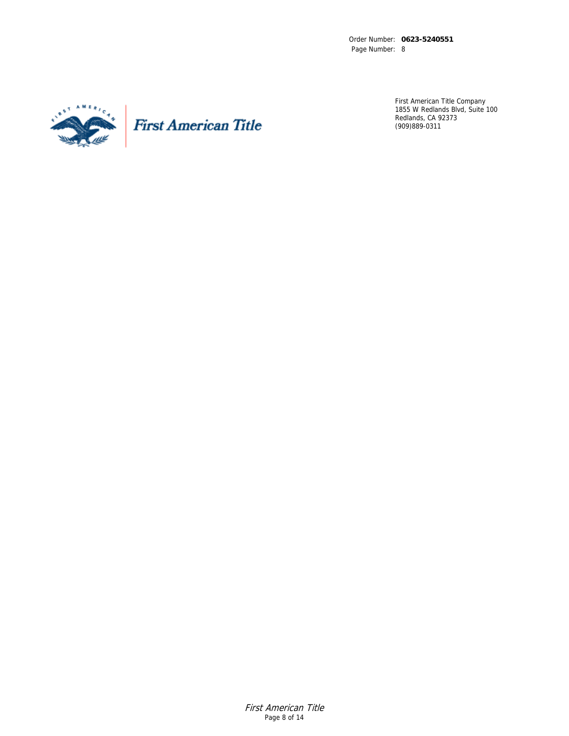Order Number: **0623-5240551**
Page Number: 8

First American Title

First American Title Company
1855 W Redlands Blvd, Suite 100
Redlands, CA 92373
(909)889-0311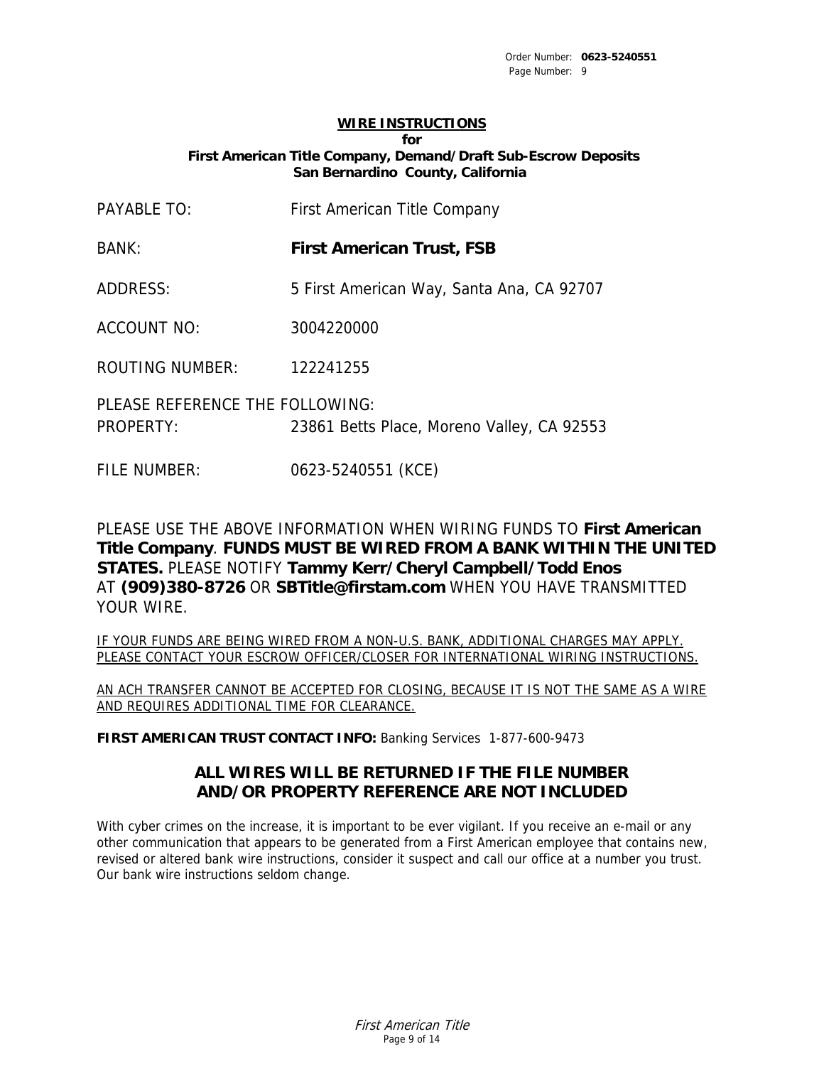## WIRE INSTRUCTIONS

**for**

**First American Title Company, Demand/Draft Sub-Escrow Deposits**
**San Bernardino County, California**

PAYABLE TO: First American Title Company

BANK: **First American Trust, FSB**

ADDRESS: 5 First American Way, Santa Ana, CA 92707

ACCOUNT NO: 3004220000

ROUTING NUMBER: 122241255

PLEASE REFERENCE THE FOLLOWING:
PROPERTY: 23861 Betts Place, Moreno Valley, CA 92553

FILE NUMBER: 0623-5240551 (KCE)

PLEASE USE THE ABOVE INFORMATION WHEN WIRING FUNDS TO **First American Title Company**. **FUNDS MUST BE WIRED FROM A BANK WITHIN THE UNITED STATES.** PLEASE NOTIFY **Tammy Kerr/Cheryl Campbell/Todd Enos** AT **(909)380-8726** OR **SBTitle@firstam.com** WHEN YOU HAVE TRANSMITTED YOUR WIRE.

IF YOUR FUNDS ARE BEING WIRED FROM A NON-U.S. BANK, ADDITIONAL CHARGES MAY APPLY. PLEASE CONTACT YOUR ESCROW OFFICER/CLOSER FOR INTERNATIONAL WIRING INSTRUCTIONS.

AN ACH TRANSFER CANNOT BE ACCEPTED FOR CLOSING, BECAUSE IT IS NOT THE SAME AS A WIRE AND REQUIRES ADDITIONAL TIME FOR CLEARANCE.

**FIRST AMERICAN TRUST CONTACT INFO:** Banking Services 1-877-600-9473

**ALL WIRES WILL BE RETURNED IF THE FILE NUMBER AND/OR PROPERTY REFERENCE ARE NOT INCLUDED**

With cyber crimes on the increase, it is important to be ever vigilant. If you receive an e-mail or any other communication that appears to be generated from a First American employee that contains new, revised or altered bank wire instructions, consider it suspect and call our office at a number you trust. Our bank wire instructions seldom change.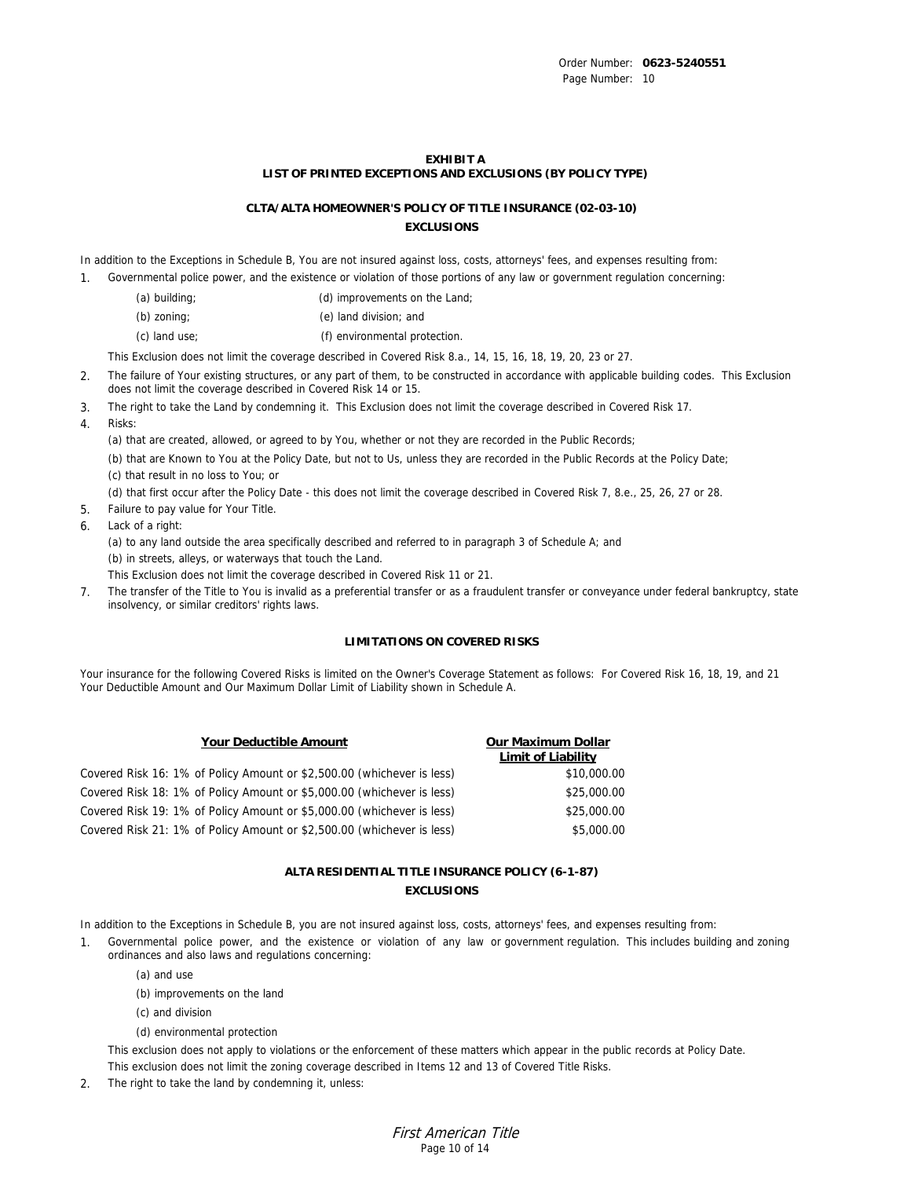**EXHIBIT A**
**LIST OF PRINTED EXCEPTIONS AND EXCLUSIONS (BY POLICY TYPE)**

## CLTA/ALTA HOMEOWNER'S POLICY OF TITLE INSURANCE (02-03-10)

### EXCLUSIONS

In addition to the Exceptions in Schedule B, You are not insured against loss, costs, attorneys' fees, and expenses resulting from:

1. Governmental police power, and the existence or violation of those portions of any law or government regulation concerning:

   (a) building;
   (b) zoning;
   (c) land use;
   (d) improvements on the Land;
   (e) land division; and
   (f) environmental protection.

   This Exclusion does not limit the coverage described in Covered Risk 8.a., 14, 15, 16, 18, 19, 20, 23 or 27.

2. The failure of Your existing structures, or any part of them, to be constructed in accordance with applicable building codes. This Exclusion does not limit the coverage described in Covered Risk 14 or 15.
3. The right to take the Land by condemning it. This Exclusion does not limit the coverage described in Covered Risk 17.
4. Risks:

   (a) that are created, allowed, or agreed to by You, whether or not they are recorded in the Public Records;
   (b) that are Known to You at the Policy Date, but not to Us, unless they are recorded in the Public Records at the Policy Date;
   (c) that result in no loss to You; or
   (d) that first occur after the Policy Date - this does not limit the coverage described in Covered Risk 7, 8.e., 25, 26, 27 or 28.

5. Failure to pay value for Your Title.
6. Lack of a right:

   (a) to any land outside the area specifically described and referred to in paragraph 3 of Schedule A; and
   (b) in streets, alleys, or waterways that touch the Land.

   This Exclusion does not limit the coverage described in Covered Risk 11 or 21.

7. The transfer of the Title to You is invalid as a preferential transfer or as a fraudulent transfer or conveyance under federal bankruptcy, state insolvency, or similar creditors' rights laws.

### LIMITATIONS ON COVERED RISKS

Your insurance for the following Covered Risks is limited on the Owner's Coverage Statement as follows: For Covered Risk 16, 18, 19, and 21 Your Deductible Amount and Our Maximum Dollar Limit of Liability shown in Schedule A.

| Your Deductible Amount | Our Maximum Dollar Limit of Liability |
|---|---|
| Covered Risk 16: 1% of Policy Amount or $2,500.00 (whichever is less) | $10,000.00 |
| Covered Risk 18: 1% of Policy Amount or $5,000.00 (whichever is less) | $25,000.00 |
| Covered Risk 19: 1% of Policy Amount or $5,000.00 (whichever is less) | $25,000.00 |
| Covered Risk 21: 1% of Policy Amount or $2,500.00 (whichever is less) | $5,000.00 |

## ALTA RESIDENTIAL TITLE INSURANCE POLICY (6-1-87)

### EXCLUSIONS

In addition to the Exceptions in Schedule B, you are not insured against loss, costs, attorneys' fees, and expenses resulting from:

1. Governmental police power, and the existence or violation of any law or government regulation. This includes building and zoning ordinances and also laws and regulations concerning:

   (a) and use
   (b) improvements on the land
   (c) and division
   (d) environmental protection

   This exclusion does not apply to violations or the enforcement of these matters which appear in the public records at Policy Date.

   This exclusion does not limit the zoning coverage described in Items 12 and 13 of Covered Title Risks.

2. The right to take the land by condemning it, unless: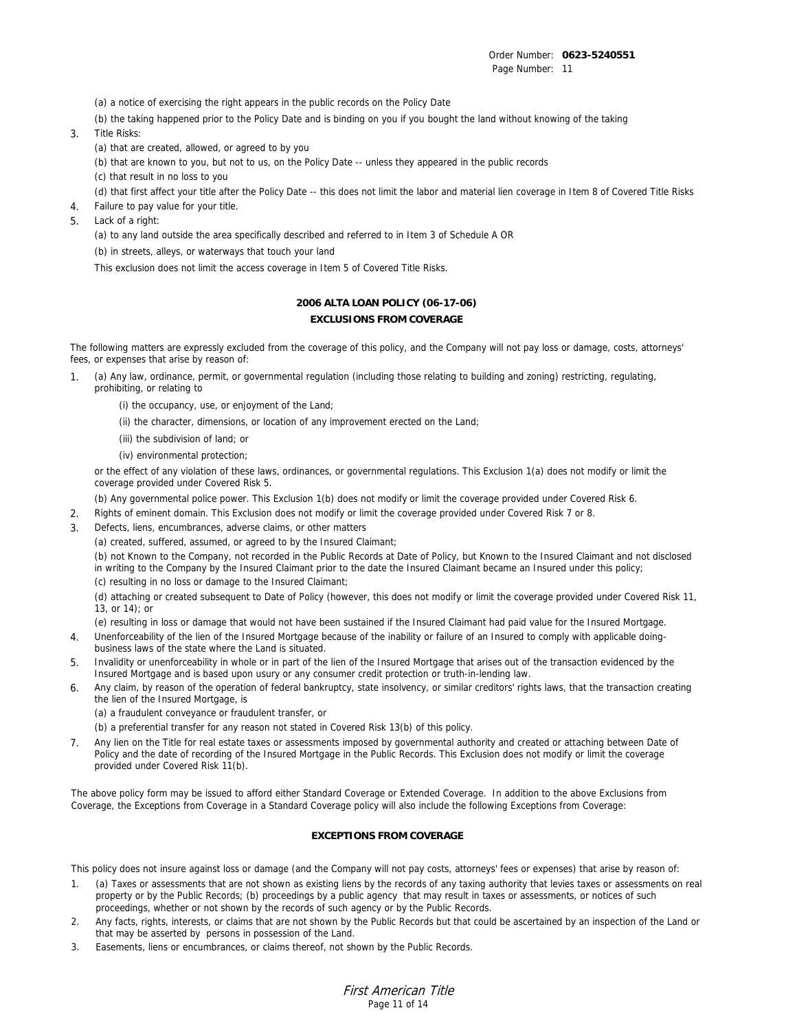(a) a notice of exercising the right appears in the public records on the Policy Date

(b) the taking happened prior to the Policy Date and is binding on you if you bought the land without knowing of the taking

3. Title Risks:

   (a) that are created, allowed, or agreed to by you

   (b) that are known to you, but not to us, on the Policy Date -- unless they appeared in the public records

   (c) that result in no loss to you

   (d) that first affect your title after the Policy Date -- this does not limit the labor and material lien coverage in Item 8 of Covered Title Risks

4. Failure to pay value for your title.

5. Lack of a right:

   (a) to any land outside the area specifically described and referred to in Item 3 of Schedule A OR

   (b) in streets, alleys, or waterways that touch your land

   This exclusion does not limit the access coverage in Item 5 of Covered Title Risks.

## 2006 ALTA LOAN POLICY (06-17-06)

## EXCLUSIONS FROM COVERAGE

The following matters are expressly excluded from the coverage of this policy, and the Company will not pay loss or damage, costs, attorneys' fees, or expenses that arise by reason of:

1. (a) Any law, ordinance, permit, or governmental regulation (including those relating to building and zoning) restricting, regulating, prohibiting, or relating to

   (i) the occupancy, use, or enjoyment of the Land;

   (ii) the character, dimensions, or location of any improvement erected on the Land;

   (iii) the subdivision of land; or

   (iv) environmental protection;

   or the effect of any violation of these laws, ordinances, or governmental regulations. This Exclusion 1(a) does not modify or limit the coverage provided under Covered Risk 5.

   (b) Any governmental police power. This Exclusion 1(b) does not modify or limit the coverage provided under Covered Risk 6.

2. Rights of eminent domain. This Exclusion does not modify or limit the coverage provided under Covered Risk 7 or 8.

3. Defects, liens, encumbrances, adverse claims, or other matters

   (a) created, suffered, assumed, or agreed to by the Insured Claimant;

   (b) not Known to the Company, not recorded in the Public Records at Date of Policy, but Known to the Insured Claimant and not disclosed in writing to the Company by the Insured Claimant prior to the date the Insured Claimant became an Insured under this policy;

   (c) resulting in no loss or damage to the Insured Claimant;

   (d) attaching or created subsequent to Date of Policy (however, this does not modify or limit the coverage provided under Covered Risk 11, 13, or 14); or

   (e) resulting in loss or damage that would not have been sustained if the Insured Claimant had paid value for the Insured Mortgage.

4. Unenforceability of the lien of the Insured Mortgage because of the inability or failure of an Insured to comply with applicable doing-business laws of the state where the Land is situated.

5. Invalidity or unenforceability in whole or in part of the lien of the Insured Mortgage that arises out of the transaction evidenced by the Insured Mortgage and is based upon usury or any consumer credit protection or truth-in-lending law.

6. Any claim, by reason of the operation of federal bankruptcy, state insolvency, or similar creditors' rights laws, that the transaction creating the lien of the Insured Mortgage, is

   (a) a fraudulent conveyance or fraudulent transfer, or

   (b) a preferential transfer for any reason not stated in Covered Risk 13(b) of this policy.

7. Any lien on the Title for real estate taxes or assessments imposed by governmental authority and created or attaching between Date of Policy and the date of recording of the Insured Mortgage in the Public Records. This Exclusion does not modify or limit the coverage provided under Covered Risk 11(b).

The above policy form may be issued to afford either Standard Coverage or Extended Coverage. In addition to the above Exclusions from Coverage, the Exceptions from Coverage in a Standard Coverage policy will also include the following Exceptions from Coverage:

## EXCEPTIONS FROM COVERAGE

This policy does not insure against loss or damage (and the Company will not pay costs, attorneys' fees or expenses) that arise by reason of:

1. (a) Taxes or assessments that are not shown as existing liens by the records of any taxing authority that levies taxes or assessments on real property or by the Public Records; (b) proceedings by a public agency that may result in taxes or assessments, or notices of such proceedings, whether or not shown by the records of such agency or by the Public Records.
2. Any facts, rights, interests, or claims that are not shown by the Public Records but that could be ascertained by an inspection of the Land or that may be asserted by persons in possession of the Land.
3. Easements, liens or encumbrances, or claims thereof, not shown by the Public Records.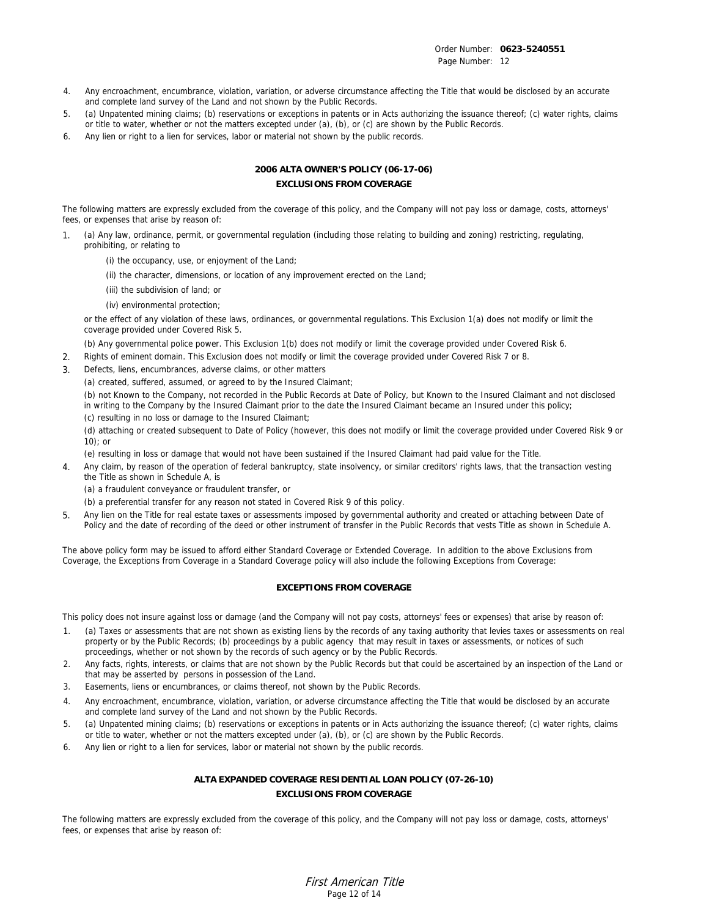4. Any encroachment, encumbrance, violation, variation, or adverse circumstance affecting the Title that would be disclosed by an accurate and complete land survey of the Land and not shown by the Public Records.
5. (a) Unpatented mining claims; (b) reservations or exceptions in patents or in Acts authorizing the issuance thereof; (c) water rights, claims or title to water, whether or not the matters excepted under (a), (b), or (c) are shown by the Public Records.
6. Any lien or right to a lien for services, labor or material not shown by the public records.

**2006 ALTA OWNER'S POLICY (06-17-06)**

**EXCLUSIONS FROM COVERAGE**

The following matters are expressly excluded from the coverage of this policy, and the Company will not pay loss or damage, costs, attorneys' fees, or expenses that arise by reason of:

1. (a) Any law, ordinance, permit, or governmental regulation (including those relating to building and zoning) restricting, regulating, prohibiting, or relating to

   (i) the occupancy, use, or enjoyment of the Land;

   (ii) the character, dimensions, or location of any improvement erected on the Land;

   (iii) the subdivision of land; or

   (iv) environmental protection;

   or the effect of any violation of these laws, ordinances, or governmental regulations. This Exclusion 1(a) does not modify or limit the coverage provided under Covered Risk 5.

   (b) Any governmental police power. This Exclusion 1(b) does not modify or limit the coverage provided under Covered Risk 6.
2. Rights of eminent domain. This Exclusion does not modify or limit the coverage provided under Covered Risk 7 or 8.
3. Defects, liens, encumbrances, adverse claims, or other matters

   (a) created, suffered, assumed, or agreed to by the Insured Claimant;

   (b) not Known to the Company, not recorded in the Public Records at Date of Policy, but Known to the Insured Claimant and not disclosed in writing to the Company by the Insured Claimant prior to the date the Insured Claimant became an Insured under this policy;

   (c) resulting in no loss or damage to the Insured Claimant;

   (d) attaching or created subsequent to Date of Policy (however, this does not modify or limit the coverage provided under Covered Risk 9 or 10); or

   (e) resulting in loss or damage that would not have been sustained if the Insured Claimant had paid value for the Title.
4. Any claim, by reason of the operation of federal bankruptcy, state insolvency, or similar creditors' rights laws, that the transaction vesting the Title as shown in Schedule A, is

   (a) a fraudulent conveyance or fraudulent transfer, or

   (b) a preferential transfer for any reason not stated in Covered Risk 9 of this policy.
5. Any lien on the Title for real estate taxes or assessments imposed by governmental authority and created or attaching between Date of Policy and the date of recording of the deed or other instrument of transfer in the Public Records that vests Title as shown in Schedule A.

The above policy form may be issued to afford either Standard Coverage or Extended Coverage. In addition to the above Exclusions from Coverage, the Exceptions from Coverage in a Standard Coverage policy will also include the following Exceptions from Coverage:

**EXCEPTIONS FROM COVERAGE**

This policy does not insure against loss or damage (and the Company will not pay costs, attorneys' fees or expenses) that arise by reason of:

1. (a) Taxes or assessments that are not shown as existing liens by the records of any taxing authority that levies taxes or assessments on real property or by the Public Records; (b) proceedings by a public agency that may result in taxes or assessments, or notices of such proceedings, whether or not shown by the records of such agency or by the Public Records.
2. Any facts, rights, interests, or claims that are not shown by the Public Records but that could be ascertained by an inspection of the Land or that may be asserted by persons in possession of the Land.
3. Easements, liens or encumbrances, or claims thereof, not shown by the Public Records.
4. Any encroachment, encumbrance, violation, variation, or adverse circumstance affecting the Title that would be disclosed by an accurate and complete land survey of the Land and not shown by the Public Records.
5. (a) Unpatented mining claims; (b) reservations or exceptions in patents or in Acts authorizing the issuance thereof; (c) water rights, claims or title to water, whether or not the matters excepted under (a), (b), or (c) are shown by the Public Records.
6. Any lien or right to a lien for services, labor or material not shown by the public records.

**ALTA EXPANDED COVERAGE RESIDENTIAL LOAN POLICY (07-26-10)**

**EXCLUSIONS FROM COVERAGE**

The following matters are expressly excluded from the coverage of this policy, and the Company will not pay loss or damage, costs, attorneys' fees, or expenses that arise by reason of: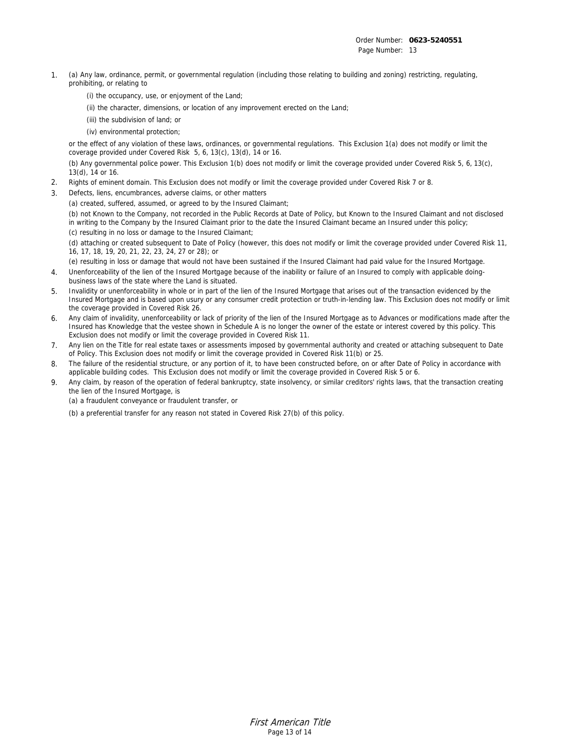1. (a) Any law, ordinance, permit, or governmental regulation (including those relating to building and zoning) restricting, regulating, prohibiting, or relating to

   (i) the occupancy, use, or enjoyment of the Land;

   (ii) the character, dimensions, or location of any improvement erected on the Land;

   (iii) the subdivision of land; or

   (iv) environmental protection;

   or the effect of any violation of these laws, ordinances, or governmental regulations. This Exclusion 1(a) does not modify or limit the coverage provided under Covered Risk 5, 6, 13(c), 13(d), 14 or 16.

   (b) Any governmental police power. This Exclusion 1(b) does not modify or limit the coverage provided under Covered Risk 5, 6, 13(c), 13(d), 14 or 16.

2. Rights of eminent domain. This Exclusion does not modify or limit the coverage provided under Covered Risk 7 or 8.

3. Defects, liens, encumbrances, adverse claims, or other matters

   (a) created, suffered, assumed, or agreed to by the Insured Claimant;

   (b) not Known to the Company, not recorded in the Public Records at Date of Policy, but Known to the Insured Claimant and not disclosed in writing to the Company by the Insured Claimant prior to the date the Insured Claimant became an Insured under this policy;

   (c) resulting in no loss or damage to the Insured Claimant;

   (d) attaching or created subsequent to Date of Policy (however, this does not modify or limit the coverage provided under Covered Risk 11, 16, 17, 18, 19, 20, 21, 22, 23, 24, 27 or 28); or

   (e) resulting in loss or damage that would not have been sustained if the Insured Claimant had paid value for the Insured Mortgage.

4. Unenforceability of the lien of the Insured Mortgage because of the inability or failure of an Insured to comply with applicable doing-business laws of the state where the Land is situated.

5. Invalidity or unenforceability in whole or in part of the lien of the Insured Mortgage that arises out of the transaction evidenced by the Insured Mortgage and is based upon usury or any consumer credit protection or truth-in-lending law. This Exclusion does not modify or limit the coverage provided in Covered Risk 26.

6. Any claim of invalidity, unenforceability or lack of priority of the lien of the Insured Mortgage as to Advances or modifications made after the Insured has Knowledge that the vestee shown in Schedule A is no longer the owner of the estate or interest covered by this policy. This Exclusion does not modify or limit the coverage provided in Covered Risk 11.

7. Any lien on the Title for real estate taxes or assessments imposed by governmental authority and created or attaching subsequent to Date of Policy. This Exclusion does not modify or limit the coverage provided in Covered Risk 11(b) or 25.

8. The failure of the residential structure, or any portion of it, to have been constructed before, on or after Date of Policy in accordance with applicable building codes. This Exclusion does not modify or limit the coverage provided in Covered Risk 5 or 6.

9. Any claim, by reason of the operation of federal bankruptcy, state insolvency, or similar creditors' rights laws, that the transaction creating the lien of the Insured Mortgage, is

   (a) a fraudulent conveyance or fraudulent transfer, or

   (b) a preferential transfer for any reason not stated in Covered Risk 27(b) of this policy.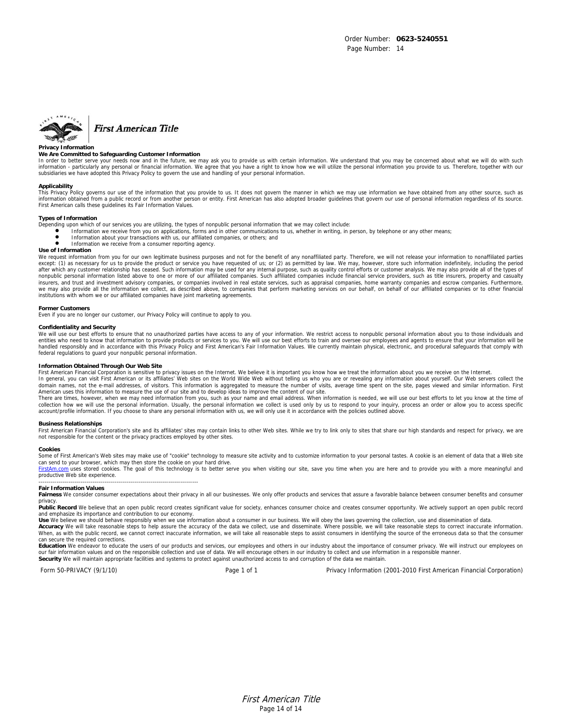First American Title

**Privacy Information**

**We Are Committed to Safeguarding Customer Information**

In order to better serve your needs now and in the future, we may ask you to provide us with certain information. We understand that you may be concerned about what we will do with such information - particularly any personal or financial information. We agree that you have a right to know how we will utilize the personal information you provide to us. Therefore, together with our subsidiaries we have adopted this Privacy Policy to govern the use and handling of your personal information.

**Applicability**

This Privacy Policy governs our use of the information that you provide to us. It does not govern the manner in which we may use information we have obtained from any other source, such as information obtained from a public record or from another person or entity. First American has also adopted broader guidelines that govern our use of personal information regardless of its source. First American calls these guidelines its Fair Information Values.

**Types of Information**

Depending upon which of our services you are utilizing, the types of nonpublic personal information that we may collect include:

- Information we receive from you on applications, forms and in other communications to us, whether in writing, in person, by telephone or any other means;
- Information about your transactions with us, our affiliated companies, or others; and
- Information we receive from a consumer reporting agency.

**Use of Information**

We request information from you for our own legitimate business purposes and not for the benefit of any nonaffiliated party. Therefore, we will not release your information to nonaffiliated parties except: (1) as necessary for us to provide the product or service you have requested of us; or (2) as permitted by law. We may, however, store such information indefinitely, including the period after which any customer relationship has ceased. Such information may be used for any internal purpose, such as quality control efforts or customer analysis. We may also provide all of the types of nonpublic personal information listed above to one or more of our affiliated companies. Such affiliated companies include financial service providers, such as title insurers, property and casualty insurers, and trust and investment advisory companies, or companies involved in real estate services, such as appraisal companies, home warranty companies and escrow companies. Furthermore, we may also provide all the information we collect, as described above, to companies that perform marketing services on our behalf, on behalf of our affiliated companies or to other financial institutions with whom we or our affiliated companies have joint marketing agreements.

**Former Customers**

Even if you are no longer our customer, our Privacy Policy will continue to apply to you.

**Confidentiality and Security**

We will use our best efforts to ensure that no unauthorized parties have access to any of your information. We restrict access to nonpublic personal information about you to those individuals and entities who need to know that information to provide products or services to you. We will use our best efforts to train and oversee our employees and agents to ensure that your information will be handled responsibly and in accordance with this Privacy Policy and First American's Fair Information Values. We currently maintain physical, electronic, and procedural safeguards that comply with federal regulations to guard your nonpublic personal information.

**Information Obtained Through Our Web Site**

First American Financial Corporation is sensitive to privacy issues on the Internet. We believe it is important you know how we treat the information about you we receive on the Internet.

In general, you can visit First American or its affiliates' Web sites on the World Wide Web without telling us who you are or revealing any information about yourself. Our Web servers collect the domain names, not the e-mail addresses, of visitors. This information is aggregated to measure the number of visits, average time spent on the site, pages viewed and similar information. First American uses this information to measure the use of our site and to develop ideas to improve the content of our site.

There are times, however, when we may need information from you, such as your name and email address. When information is needed, we will use our best efforts to let you know at the time of collection how we will use the personal information. Usually, the personal information we collect is used only by us to respond to your inquiry, process an order or allow you to access specific account/profile information. If you choose to share any personal information with us, we will only use it in accordance with the policies outlined above.

**Business Relationships**

First American Financial Corporation's site and its affiliates' sites may contain links to other Web sites. While we try to link only to sites that share our high standards and respect for privacy, we are not responsible for the content or the privacy practices employed by other sites.

**Cookies**

Some of First American's Web sites may make use of "cookie" technology to measure site activity and to customize information to your personal tastes. A cookie is an element of data that a Web site can send to your browser, which may then store the cookie on your hard drive.

FirstAm.com uses stored cookies. The goal of this technology is to better serve you when visiting our site, save you time when you are here and to provide you with a more meaningful and productive Web site experience.

---

**Fair Information Values**

**Fairness** We consider consumer expectations about their privacy in all our businesses. We only offer products and services that assure a favorable balance between consumer benefits and consumer privacy.

**Public Record** We believe that an open public record creates significant value for society, enhances consumer choice and creates consumer opportunity. We actively support an open public record and emphasize its importance and contribution to our economy.

**Use** We believe we should behave responsibly when we use information about a consumer in our business. We will obey the laws governing the collection, use and dissemination of data.

**Accuracy** We will take reasonable steps to help assure the accuracy of the data we collect, use and disseminate. Where possible, we will take reasonable steps to correct inaccurate information. When, as with the public record, we cannot correct inaccurate information, we will take all reasonable steps to assist consumers in identifying the source of the erroneous data so that the consumer can secure the required corrections.

**Education** We endeavor to educate the users of our products and services, our employees and others in our industry about the importance of consumer privacy. We will instruct our employees on our fair information values and on the responsible collection and use of data. We will encourage others in our industry to collect and use information in a responsible manner.

**Security** We will maintain appropriate facilities and systems to protect against unauthorized access to and corruption of the data we maintain.

Form 50-PRIVACY (9/1/10) Page 1 of 1 Privacy Information (2001-2010 First American Financial Corporation)